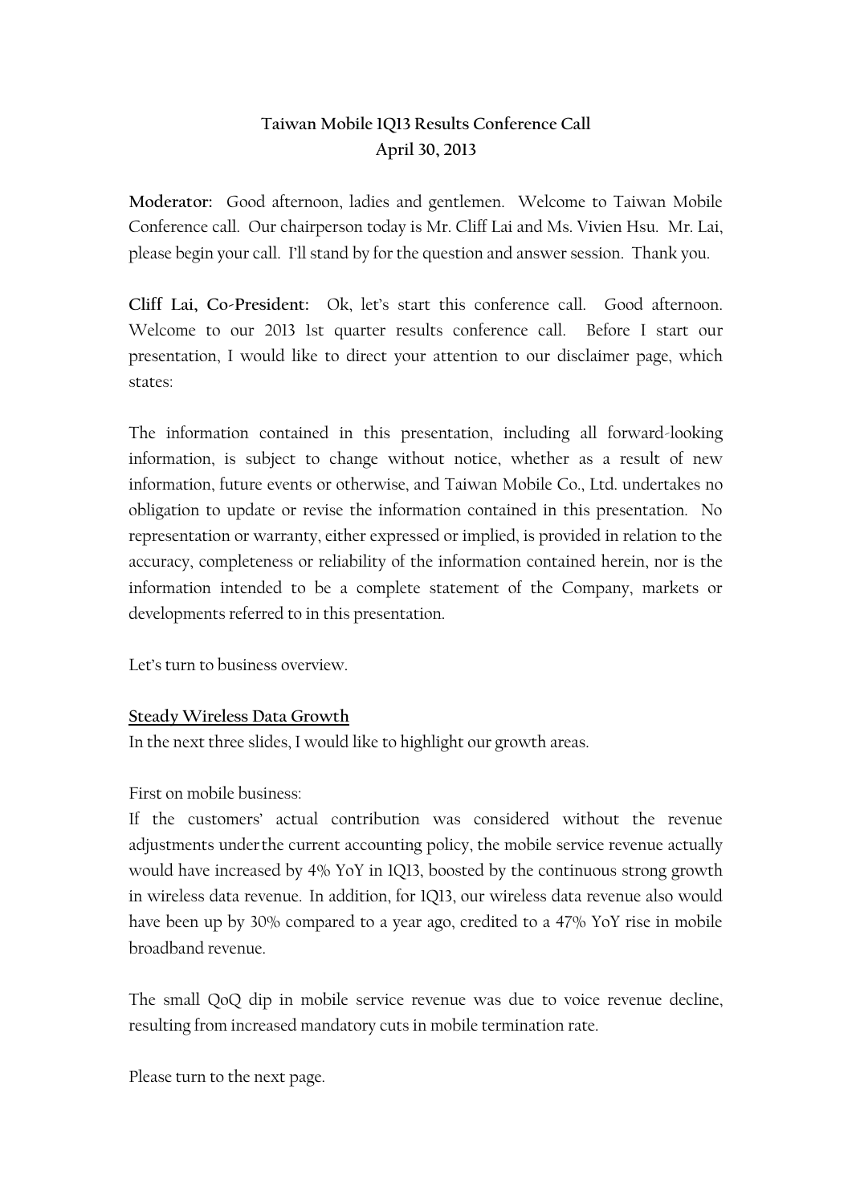# Tawan Mobile 1Q13 Results Conference Call

**April 30, 2013**

**Moderator:** Good afternoon, ladies and gentlemen. Welcome to Taiwan Mobile Conference call. Our chairperson today is Mr. Cliff Lai and Ms. Vivien Hsu. Mr. Lai, please begin your call. I'll stand by for the question and answer session. Thank you.

**Cliff Lai, Co-President:** Ok, let's start this conference call. Good afternoon. Welcome to our 2013 1st quarter results conference call. Before I start our presentation, I would like to direct your attention to our disclaimer page, which states:

The information contained in this presentation, including all forward-looking information, is subject to change without notice, whether as a result of new information, future events or otherwise, and Taiwan Mobile Co., Ltd. undertakes no obligation to update or revise the information contained in this presentation. No representation or warranty, either expressed or implied, is provided in relation to the accuracy, completeness or reliability of the information contained herein, nor is the information intended to be a complete statement of the Company, markets or developments referred to in this presentation.

Let's turn to business overview.

## Steady Wireless Data Growth

In the next three slides, I would like to highlight our growth areas.

First on mobile business:

If the customers' actual contribution was considered without the revenue adjustments under the current accounting policy, the mobile service revenue actually would have increased by 4% YoY in 1Q13, boosted by the continuous strong growth in wireless data revenue. In addition, for 1Q13, our wireless data revenue also would have been up by 30% compared to a year ago, credited to a 47% YoY rise in mobile broadband revenue.

The small QoQ dip in mobile service revenue was due to voice revenue decline, resulting from increased mandatory cuts in mobile termination rate.

Please turn to the next page.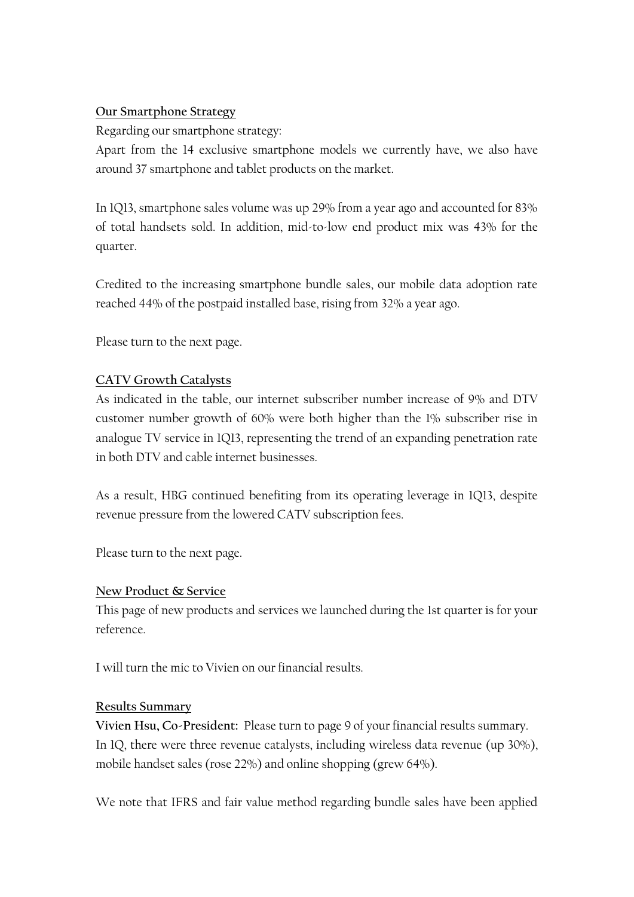## Our Smartphone Strategy

Regarding our smartphone strategy:

Apart from the 14 exclusive smartphone models we currently have, we also have around 37 smartphone and tablet products on the market.

In 1Q13, smartphone sales volume was up 29% from a year ago and accounted for 83% of total handsets sold. In addition, mid-to-low end product mix was 43% for the quarter.

Credited to the increasing smartphone bundle sales, our mobile data adoption rate reached 44% of the postpaid installed base, rising from 32% a year ago.

Please turn to the next page.

## CATV Growth Catalysts

As indicated in the table, our internet subscriber number increase of 9% and DTV customer number growth of 60% were both higher than the 1% subscriber rise in analogue TV service in 1Q13, representing the trend of an expanding penetration rate in both DTV and cable internet businesses.

As a result, HBG continued benefiting from its operating leverage in 1Q13, despite revenue pressure from the lowered CATV subscription fees.

Please turn to the next page.

## New Product & Service

This page of new products and services we launched during the 1st quarter is for your reference.

I will turn the mic to Vivien on our financial results.

## Results Summary

**Vivien Hsu, Co-President:** Please turn to page 9 of your financial results summary. In 1Q, there were three revenue catalysts, including wireless data revenue (up 30%), mobile handset sales (rose 22%) and online shopping (grew 64%).

We note that IFRS and fair value method regarding bundle sales have been applied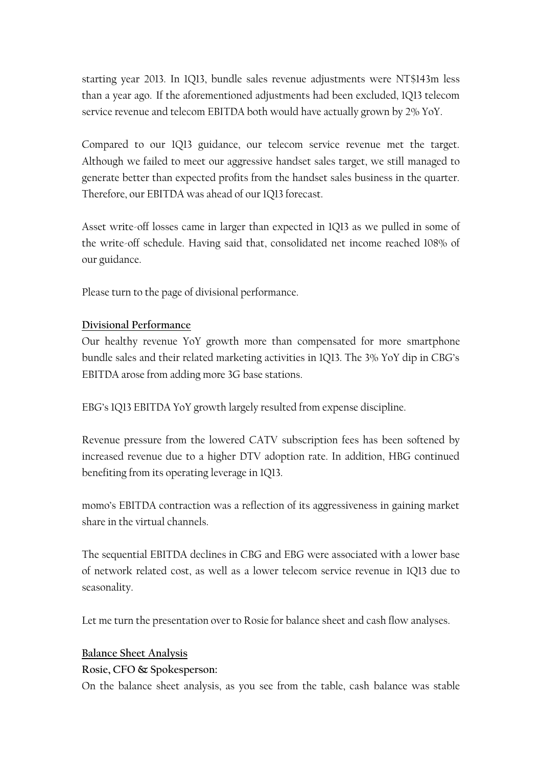starting year 2013. In 1Q13, bundle sales revenue adjustments were NT$143m less than a year ago. If the aforementioned adjustments had been excluded, 1Q13 telecom service revenue and telecom EBITDA both would have actually grown by 2% YoY.

Compared to our 1Q13 guidance, our telecom service revenue met the target. Although we failed to meet our aggressive handset sales target, we still managed to generate better than expected profits from the handset sales business in the quarter. Therefore, our EBITDA was ahead of our 1Q13 forecast.

Asset write-off losses came in larger than expected in 1Q13 as we pulled in some of the write-off schedule. Having said that, consolidated net income reached 108% of our guidance.

Please turn to the page of divisional performance.

**Divisional Performance**

Our healthy revenue YoY growth more than compensated for more smartphone bundle sales and their related marketing activities in 1Q13. The 3% YoY dip in CBG's EBITDA arose from adding more 3G base stations.

EBG's 1Q13 EBITDA YoY growth largely resulted from expense discipline.

Revenue pressure from the lowered CATV subscription fees has been softened by increased revenue due to a higher DTV adoption rate. In addition, HBG continued benefiting from its operating leverage in 1Q13.

momo's EBITDA contraction was a reflection of its aggressiveness in gaining market share in the virtual channels.

The sequential EBITDA declines in CBG and EBG were associated with a lower base of network related cost, as well as a lower telecom service revenue in 1Q13 due to seasonality.

Let me turn the presentation over to Rosie for balance sheet and cash flow analyses.

**Balance Sheet Analysis**

**Rosie, CFO & Spokesperson:**

On the balance sheet analysis, as you see from the table, cash balance was stable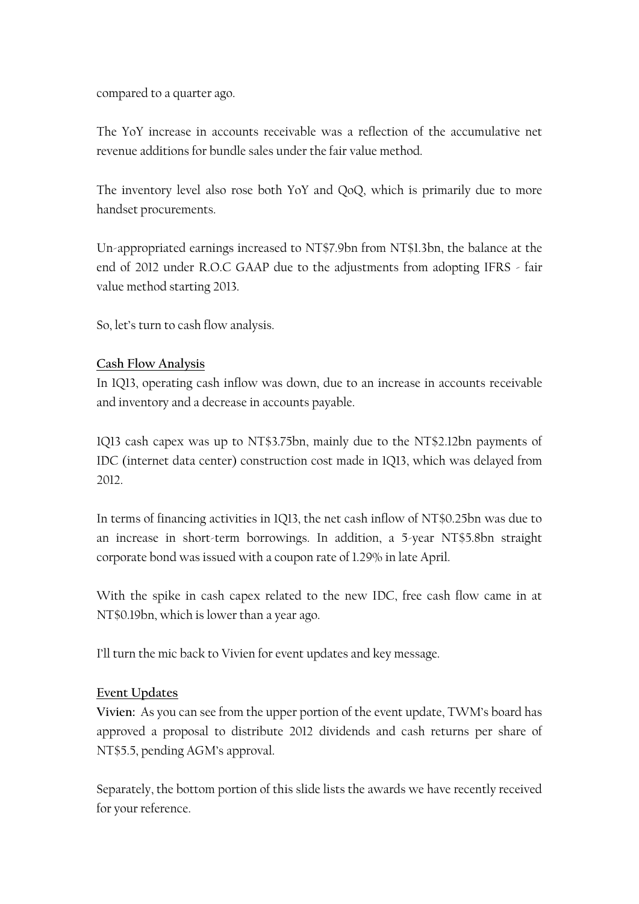compared to a quarter ago.

The YoY increase in accounts receivable was a reflection of the accumulative net revenue additions for bundle sales under the fair value method.

The inventory level also rose both YoY and QoQ, which is primarily due to more handset procurements.

Un-appropriated earnings increased to NT$7.9bn from NT$1.3bn, the balance at the end of 2012 under R.O.C GAAP due to the adjustments from adopting IFRS - fair value method starting 2013.

So, let's turn to cash flow analysis.

## Cash Flow Analysis

In 1Q13, operating cash inflow was down, due to an increase in accounts receivable and inventory and a decrease in accounts payable.

1Q13 cash capex was up to NT$3.75bn, mainly due to the NT$2.12bn payments of IDC (internet data center) construction cost made in 1Q13, which was delayed from 2012.

In terms of financing activities in 1Q13, the net cash inflow of NT$0.25bn was due to an increase in short-term borrowings. In addition, a 5-year NT$5.8bn straight corporate bond was issued with a coupon rate of 1.29% in late April.

With the spike in cash capex related to the new IDC, free cash flow came in at NT$0.19bn, which is lower than a year ago.

I'll turn the mic back to Vivien for event updates and key message.

## Event Updates

**Vivien:** As you can see from the upper portion of the event update, TWM's board has approved a proposal to distribute 2012 dividends and cash returns per share of NT$5.5, pending AGM's approval.

Separately, the bottom portion of this slide lists the awards we have recently received for your reference.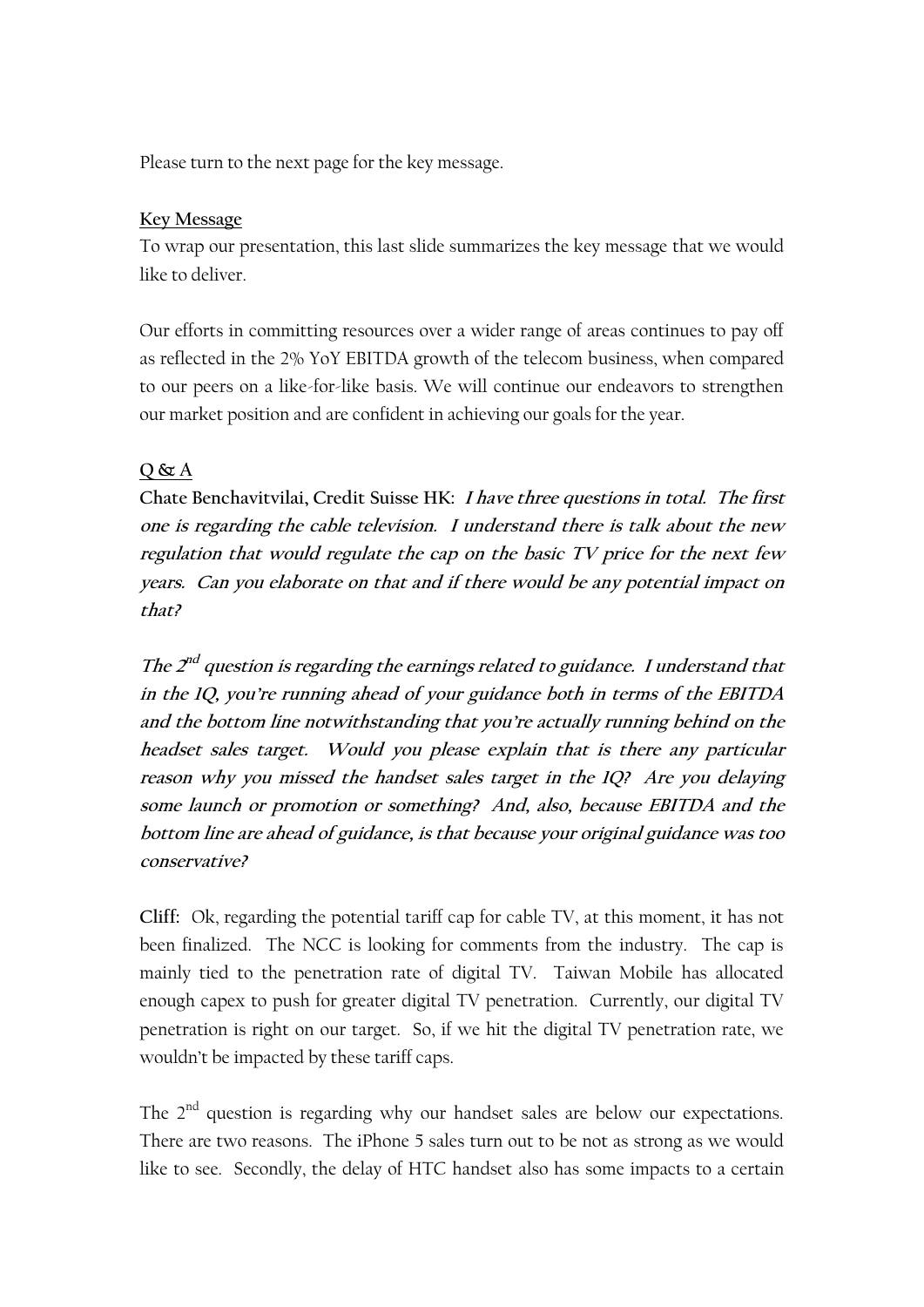Please turn to the next page for the key message.

**Key Message**

To wrap our presentation, this last slide summarizes the key message that we would like to deliver.

Our efforts in committing resources over a wider range of areas continues to pay off as reflected in the 2% YoY EBITDA growth of the telecom business, when compared to our peers on a like-for-like basis. We will continue our endeavors to strengthen our market position and are confident in achieving our goals for the year.

**Q & A**

**Chate Benchavitvilai, Credit Suisse HK:** ***I have three questions in total. The first one is regarding the cable television. I understand there is talk about the new regulation that would regulate the cap on the basic TV price for the next few years. Can you elaborate on that and if there would be any potential impact on that?***

***The 2nd question is regarding the earnings related to guidance. I understand that in the 1Q, you're running ahead of your guidance both in terms of the EBITDA and the bottom line notwithstanding that you're actually running behind on the headset sales target. Would you please explain that is there any particular reason why you missed the handset sales target in the 1Q? Are you delaying some launch or promotion or something? And, also, because EBITDA and the bottom line are ahead of guidance, is that because your original guidance was too conservative?***

**Cliff:** Ok, regarding the potential tariff cap for cable TV, at this moment, it has not been finalized. The NCC is looking for comments from the industry. The cap is mainly tied to the penetration rate of digital TV. Taiwan Mobile has allocated enough capex to push for greater digital TV penetration. Currently, our digital TV penetration is right on our target. So, if we hit the digital TV penetration rate, we wouldn't be impacted by these tariff caps.

The 2nd question is regarding why our handset sales are below our expectations. There are two reasons. The iPhone 5 sales turn out to be not as strong as we would like to see. Secondly, the delay of HTC handset also has some impacts to a certain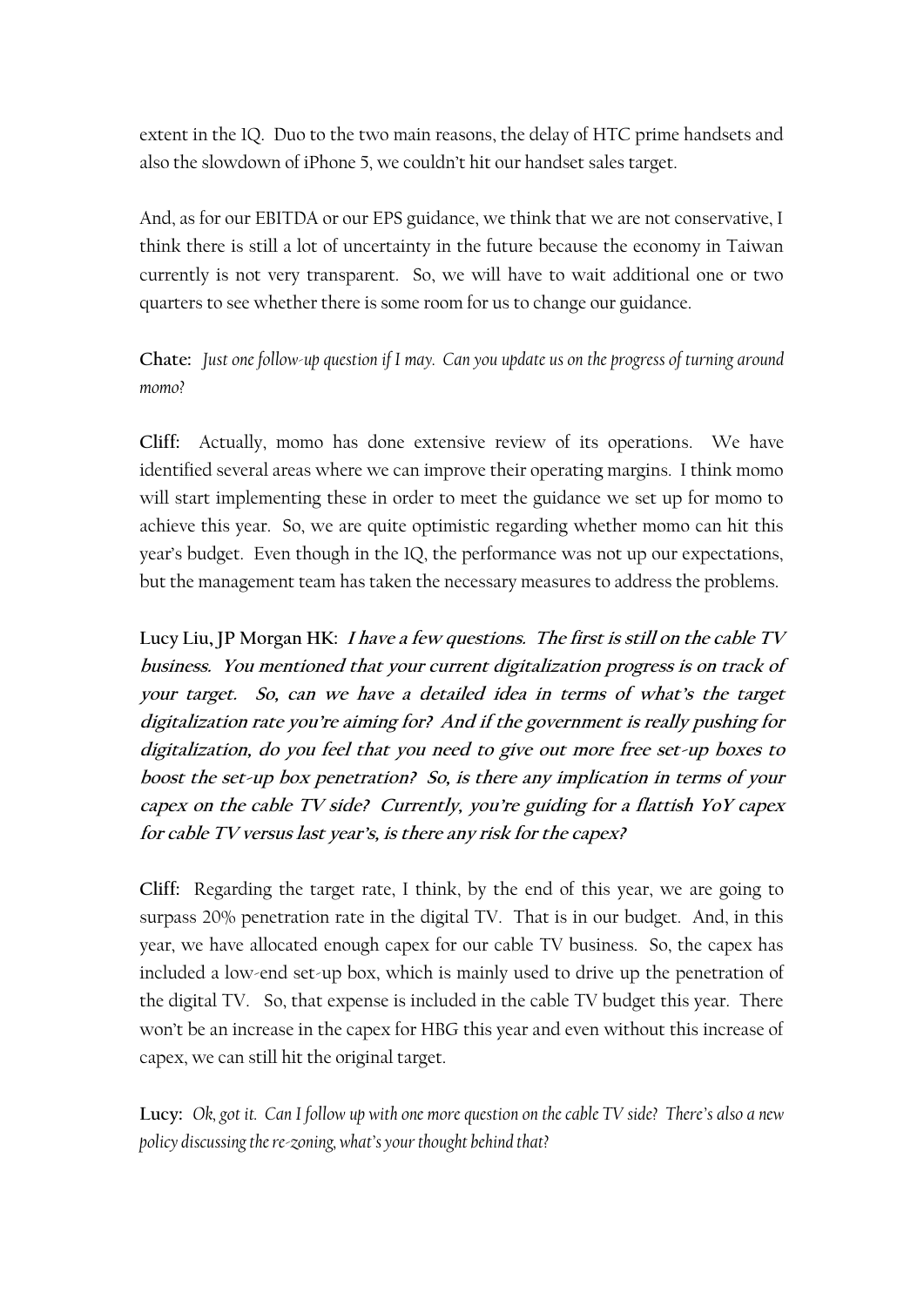extent in the 1Q. Duo to the two main reasons, the delay of HTC prime handsets and also the slowdown of iPhone 5, we couldn't hit our handset sales target.

And, as for our EBITDA or our EPS guidance, we think that we are not conservative, I think there is still a lot of uncertainty in the future because the economy in Taiwan currently is not very transparent. So, we will have to wait additional one or two quarters to see whether there is some room for us to change our guidance.

**Chate:** *Just one follow-up question if I may. Can you update us on the progress of turning around momo?*

**Cliff:** Actually, momo has done extensive review of its operations. We have identified several areas where we can improve their operating margins. I think momo will start implementing these in order to meet the guidance we set up for momo to achieve this year. So, we are quite optimistic regarding whether momo can hit this year's budget. Even though in the 1Q, the performance was not up our expectations, but the management team has taken the necessary measures to address the problems.

**Lucy Liu, JP Morgan HK:** ***I have a few questions. The first is still on the cable TV business. You mentioned that your current digitalization progress is on track of your target. So, can we have a detailed idea in terms of what's the target digitalization rate you're aiming for? And if the government is really pushing for digitalization, do you feel that you need to give out more free set-up boxes to boost the set-up box penetration? So, is there any implication in terms of your capex on the cable TV side? Currently, you're guiding for a flattish YoY capex for cable TV versus last year's, is there any risk for the capex?***

**Cliff:** Regarding the target rate, I think, by the end of this year, we are going to surpass 20% penetration rate in the digital TV. That is in our budget. And, in this year, we have allocated enough capex for our cable TV business. So, the capex has included a low-end set-up box, which is mainly used to drive up the penetration of the digital TV. So, that expense is included in the cable TV budget this year. There won't be an increase in the capex for HBG this year and even without this increase of capex, we can still hit the original target.

**Lucy:** *Ok, got it. Can I follow up with one more question on the cable TV side? There's also a new policy discussing the re-zoning, what's your thought behind that?*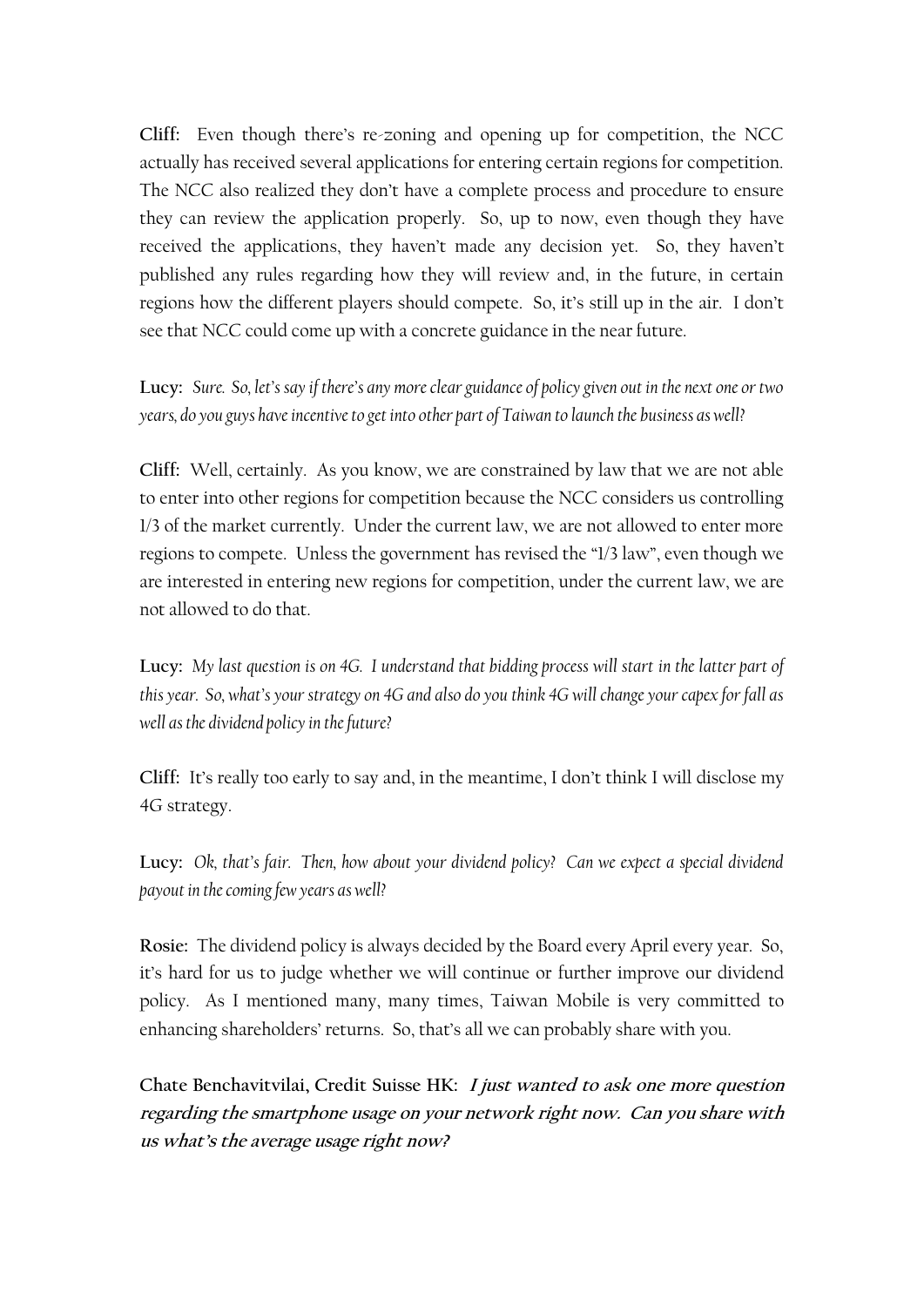**Cliff:** Even though there's re-zoning and opening up for competition, the NCC actually has received several applications for entering certain regions for competition. The NCC also realized they don't have a complete process and procedure to ensure they can review the application properly. So, up to now, even though they have received the applications, they haven't made any decision yet. So, they haven't published any rules regarding how they will review and, in the future, in certain regions how the different players should compete. So, it's still up in the air. I don't see that NCC could come up with a concrete guidance in the near future.

**Lucy:** *Sure. So, let's say if there's any more clear guidance of policy given out in the next one or two years, do you guys have incentive to get into other part of Taiwan to launch the business as well?*

**Cliff:** Well, certainly. As you know, we are constrained by law that we are not able to enter into other regions for competition because the NCC considers us controlling 1/3 of the market currently. Under the current law, we are not allowed to enter more regions to compete. Unless the government has revised the "1/3 law", even though we are interested in entering new regions for competition, under the current law, we are not allowed to do that.

**Lucy:** *My last question is on 4G. I understand that bidding process will start in the latter part of this year. So, what's your strategy on 4G and also do you think 4G will change your capex for fall as well as the dividend policy in the future?*

**Cliff:** It's really too early to say and, in the meantime, I don't think I will disclose my 4G strategy.

**Lucy:** *Ok, that's fair. Then, how about your dividend policy? Can we expect a special dividend payout in the coming few years as well?*

**Rosie:** The dividend policy is always decided by the Board every April every year. So, it's hard for us to judge whether we will continue or further improve our dividend policy. As I mentioned many, many times, Taiwan Mobile is very committed to enhancing shareholders' returns. So, that's all we can probably share with you.

**Chate Benchavitvilai, Credit Suisse HK:** ***I just wanted to ask one more question regarding the smartphone usage on your network right now. Can you share with us what's the average usage right now?***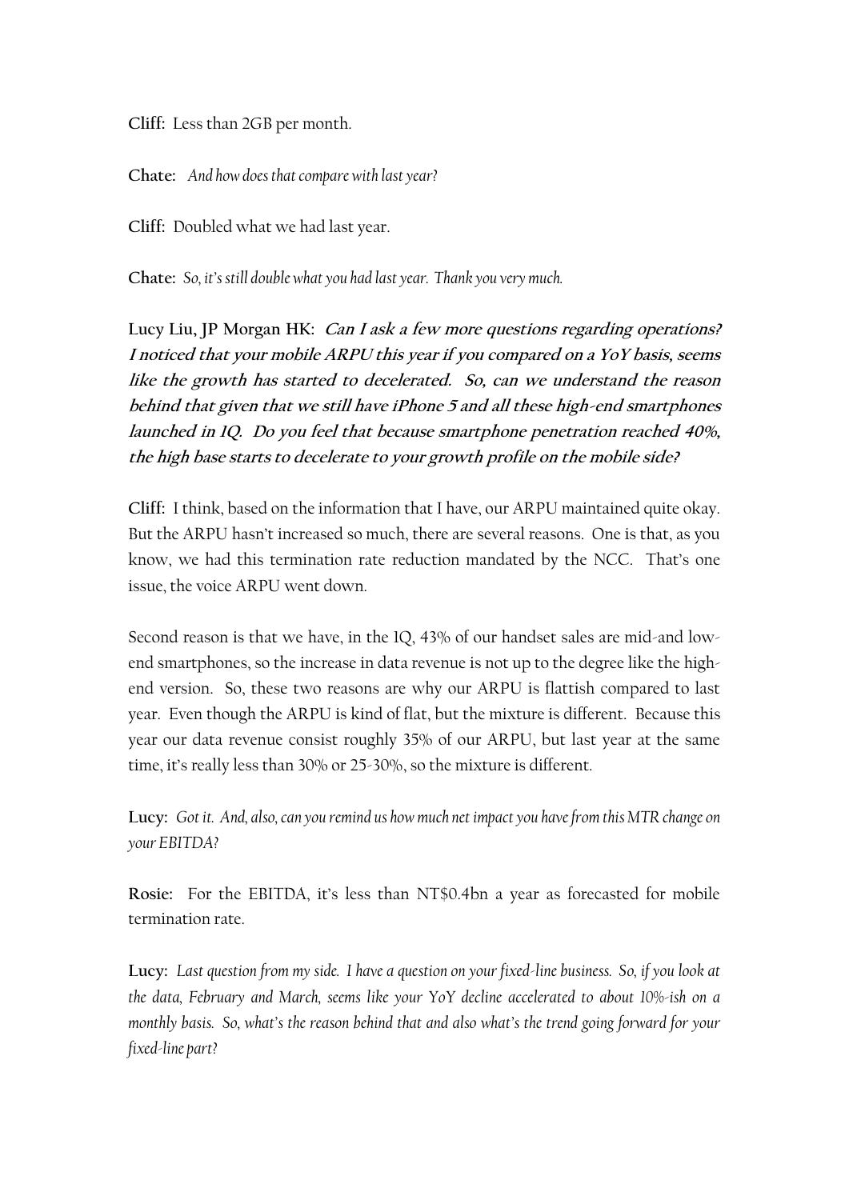**Cliff:** Less than 2GB per month.

**Chate:** *And how does that compare with last year?*

**Cliff:** Doubled what we had last year.

**Chate:** *So, it's still double what you had last year. Thank you very much.*

**Lucy Liu, JP Morgan HK:** ***Can I ask a few more questions regarding operations? I noticed that your mobile ARPU this year if you compared on a YoY basis, seems like the growth has started to decelerated. So, can we understand the reason behind that given that we still have iPhone 5 and all these high-end smartphones launched in 1Q. Do you feel that because smartphone penetration reached 40%, the high base starts to decelerate to your growth profile on the mobile side?***

**Cliff:** I think, based on the information that I have, our ARPU maintained quite okay. But the ARPU hasn't increased so much, there are several reasons. One is that, as you know, we had this termination rate reduction mandated by the NCC. That's one issue, the voice ARPU went down.

Second reason is that we have, in the 1Q, 43% of our handset sales are mid-and low-end smartphones, so the increase in data revenue is not up to the degree like the high-end version. So, these two reasons are why our ARPU is flattish compared to last year. Even though the ARPU is kind of flat, but the mixture is different. Because this year our data revenue consist roughly 35% of our ARPU, but last year at the same time, it's really less than 30% or 25-30%, so the mixture is different.

**Lucy:** *Got it. And, also, can you remind us how much net impact you have from this MTR change on your EBITDA?*

**Rosie:** For the EBITDA, it's less than NT$0.4bn a year as forecasted for mobile termination rate.

**Lucy:** *Last question from my side. I have a question on your fixed-line business. So, if you look at the data, February and March, seems like your YoY decline accelerated to about 10%-ish on a monthly basis. So, what's the reason behind that and also what's the trend going forward for your fixed-line part?*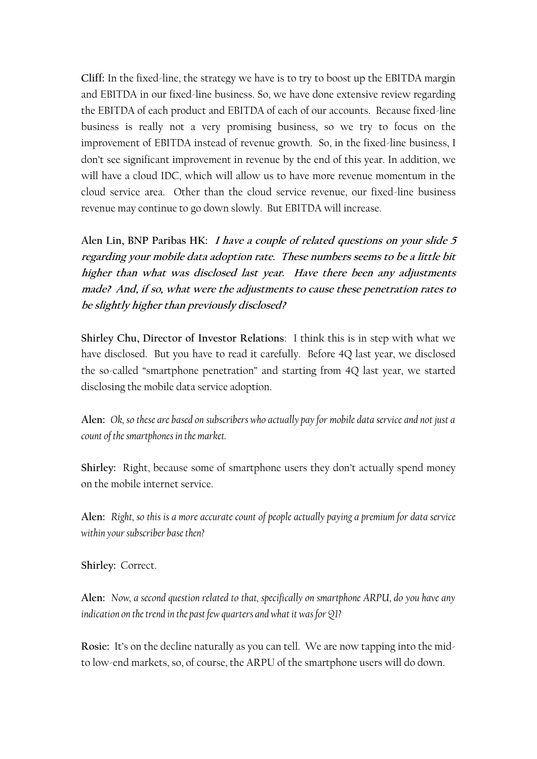**Cliff:** In the fixed-line, the strategy we have is to try to boost up the EBITDA margin and EBITDA in our fixed-line business. So, we have done extensive review regarding the EBITDA of each product and EBITDA of each of our accounts. Because fixed-line business is really not a very promising business, so we try to focus on the improvement of EBITDA instead of revenue growth. So, in the fixed-line business, I don't see significant improvement in revenue by the end of this year. In addition, we will have a cloud IDC, which will allow us to have more revenue momentum in the cloud service area. Other than the cloud service revenue, our fixed-line business revenue may continue to go down slowly. But EBITDA will increase.

**Alen Lin, BNP Paribas HK:** ***I have a couple of related questions on your slide 5 regarding your mobile data adoption rate. These numbers seems to be a little bit higher than what was disclosed last year. Have there been any adjustments made? And, if so, what were the adjustments to cause these penetration rates to be slightly higher than previously disclosed?***

**Shirley Chu, Director of Investor Relations**: I think this is in step with what we have disclosed. But you have to read it carefully. Before 4Q last year, we disclosed the so-called "smartphone penetration" and starting from 4Q last year, we started disclosing the mobile data service adoption.

**Alen:** *Ok, so these are based on subscribers who actually pay for mobile data service and not just a count of the smartphones in the market.*

**Shirley:** Right, because some of smartphone users they don't actually spend money on the mobile internet service.

**Alen:** *Right, so this is a more accurate count of people actually paying a premium for data service within your subscriber base then?*

**Shirley:** Correct.

**Alen:** *Now, a second question related to that, specifically on smartphone ARPU, do you have any indication on the trend in the past few quarters and what it was for Q1?*

**Rosie:** It's on the decline naturally as you can tell. We are now tapping into the mid-to low-end markets, so, of course, the ARPU of the smartphone users will do down.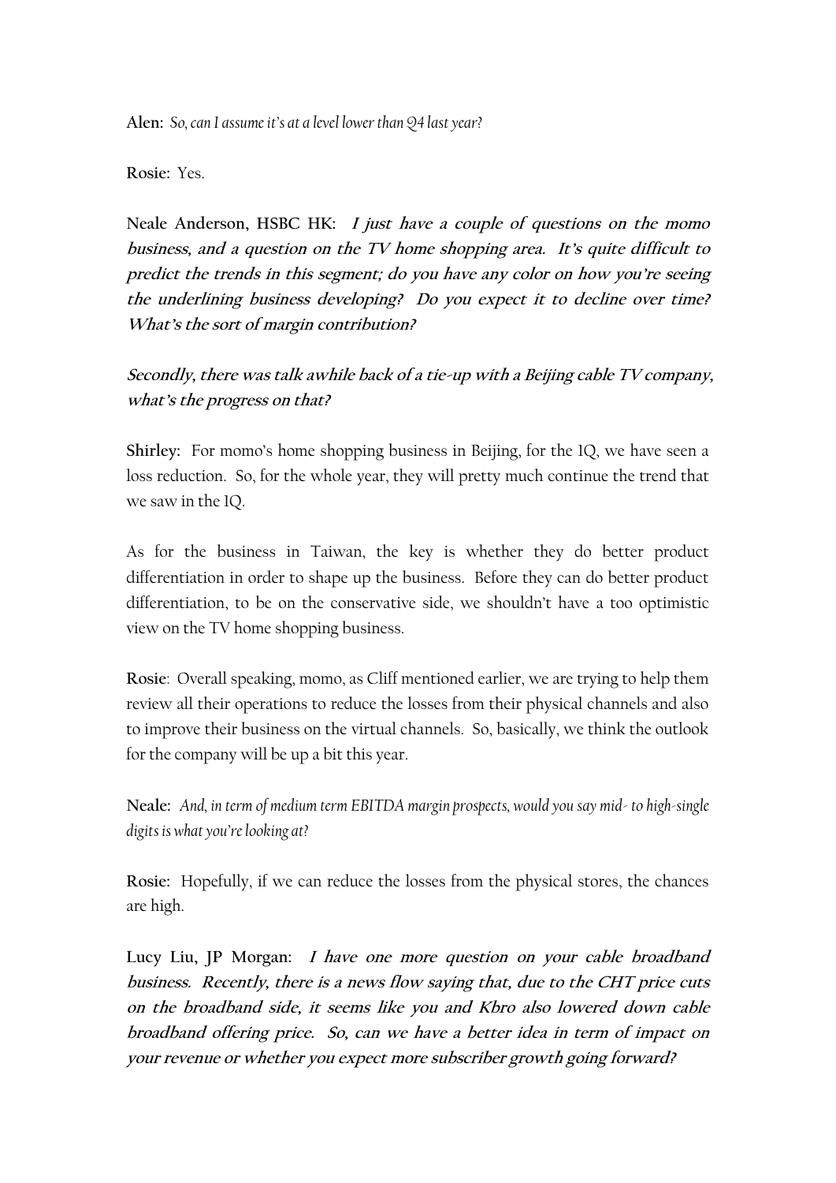**Alen:** *So, can I assume it's at a level lower than Q4 last year?*

**Rosie:** Yes.

**Neale Anderson, HSBC HK:** ***I just have a couple of questions on the momo business, and a question on the TV home shopping area. It's quite difficult to predict the trends in this segment; do you have any color on how you're seeing the underlining business developing? Do you expect it to decline over time? What's the sort of margin contribution?***

***Secondly, there was talk awhile back of a tie-up with a Beijing cable TV company, what's the progress on that?***

**Shirley:** For momo's home shopping business in Beijing, for the 1Q, we have seen a loss reduction. So, for the whole year, they will pretty much continue the trend that we saw in the 1Q.

As for the business in Taiwan, the key is whether they do better product differentiation in order to shape up the business. Before they can do better product differentiation, to be on the conservative side, we shouldn't have a too optimistic view on the TV home shopping business.

**Rosie**: Overall speaking, momo, as Cliff mentioned earlier, we are trying to help them review all their operations to reduce the losses from their physical channels and also to improve their business on the virtual channels. So, basically, we think the outlook for the company will be up a bit this year.

**Neale:** *And, in term of medium term EBITDA margin prospects, would you say mid- to high-single digits is what you're looking at?*

**Rosie:** Hopefully, if we can reduce the losses from the physical stores, the chances are high.

**Lucy Liu, JP Morgan:** ***I have one more question on your cable broadband business. Recently, there is a news flow saying that, due to the CHT price cuts on the broadband side, it seems like you and Kbro also lowered down cable broadband offering price. So, can we have a better idea in term of impact on your revenue or whether you expect more subscriber growth going forward?***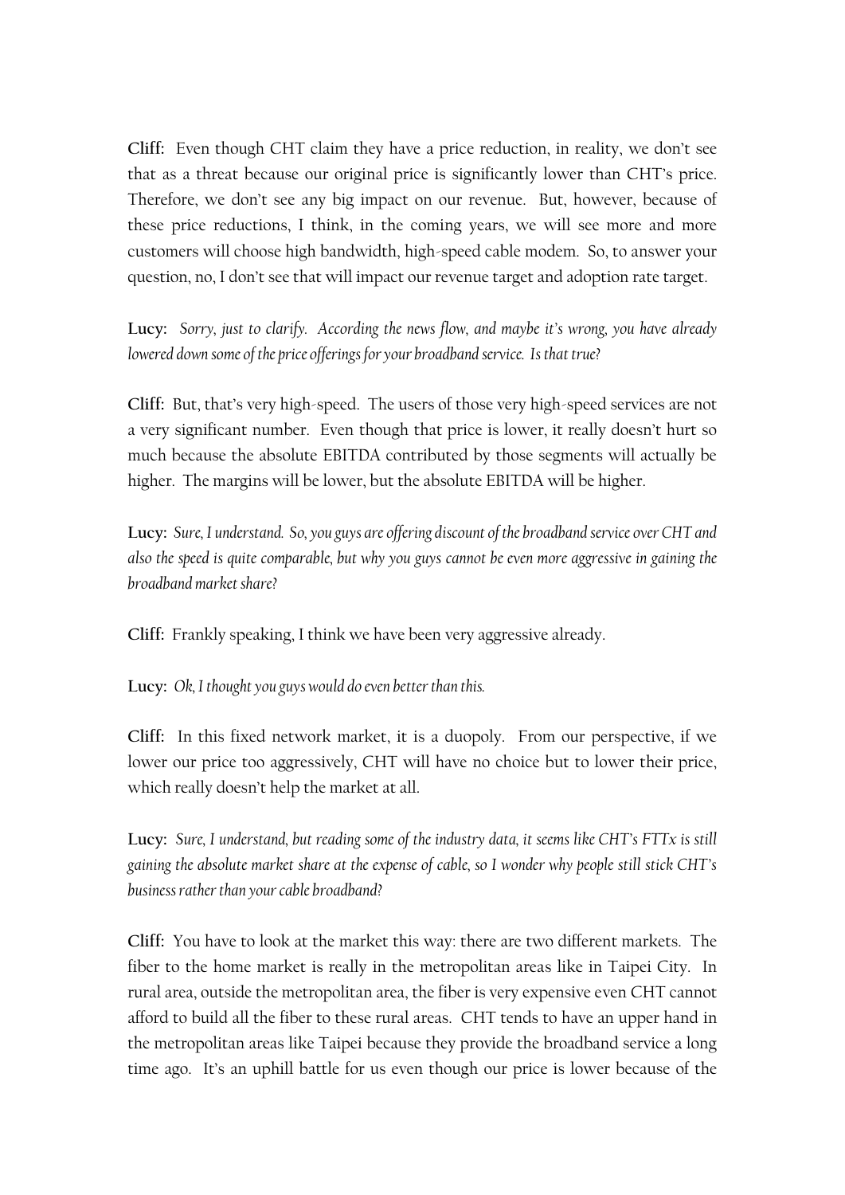**Cliff:** Even though CHT claim they have a price reduction, in reality, we don't see that as a threat because our original price is significantly lower than CHT's price. Therefore, we don't see any big impact on our revenue. But, however, because of these price reductions, I think, in the coming years, we will see more and more customers will choose high bandwidth, high-speed cable modem. So, to answer your question, no, I don't see that will impact our revenue target and adoption rate target.

**Lucy:** *Sorry, just to clarify. According the news flow, and maybe it's wrong, you have already lowered down some of the price offerings for your broadband service. Is that true?*

**Cliff:** But, that's very high-speed. The users of those very high-speed services are not a very significant number. Even though that price is lower, it really doesn't hurt so much because the absolute EBITDA contributed by those segments will actually be higher. The margins will be lower, but the absolute EBITDA will be higher.

**Lucy:** *Sure, I understand. So, you guys are offering discount of the broadband service over CHT and also the speed is quite comparable, but why you guys cannot be even more aggressive in gaining the broadband market share?*

**Cliff:** Frankly speaking, I think we have been very aggressive already.

**Lucy:** *Ok, I thought you guys would do even better than this.*

**Cliff:** In this fixed network market, it is a duopoly. From our perspective, if we lower our price too aggressively, CHT will have no choice but to lower their price, which really doesn't help the market at all.

**Lucy:** *Sure, I understand, but reading some of the industry data, it seems like CHT's FTTx is still gaining the absolute market share at the expense of cable, so I wonder why people still stick CHT's business rather than your cable broadband?*

**Cliff:** You have to look at the market this way: there are two different markets. The fiber to the home market is really in the metropolitan areas like in Taipei City. In rural area, outside the metropolitan area, the fiber is very expensive even CHT cannot afford to build all the fiber to these rural areas. CHT tends to have an upper hand in the metropolitan areas like Taipei because they provide the broadband service a long time ago. It's an uphill battle for us even though our price is lower because of the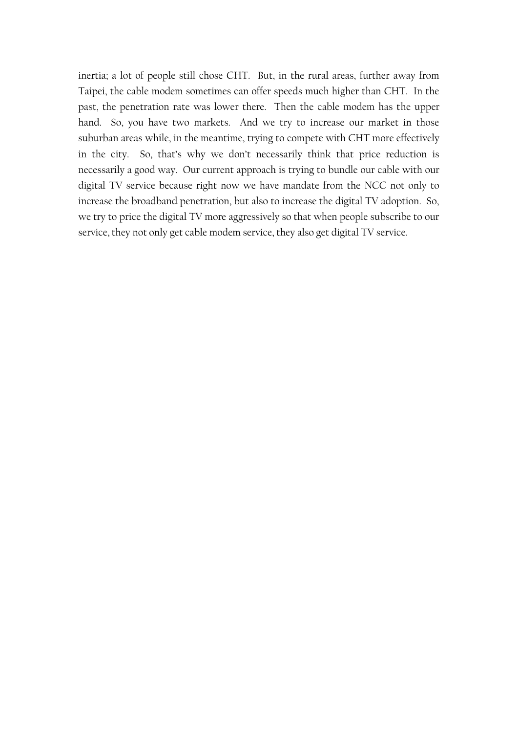inertia; a lot of people still chose CHT. But, in the rural areas, further away from Taipei, the cable modem sometimes can offer speeds much higher than CHT. In the past, the penetration rate was lower there. Then the cable modem has the upper hand. So, you have two markets. And we try to increase our market in those suburban areas while, in the meantime, trying to compete with CHT more effectively in the city. So, that's why we don't necessarily think that price reduction is necessarily a good way. Our current approach is trying to bundle our cable with our digital TV service because right now we have mandate from the NCC not only to increase the broadband penetration, but also to increase the digital TV adoption. So, we try to price the digital TV more aggressively so that when people subscribe to our service, they not only get cable modem service, they also get digital TV service.